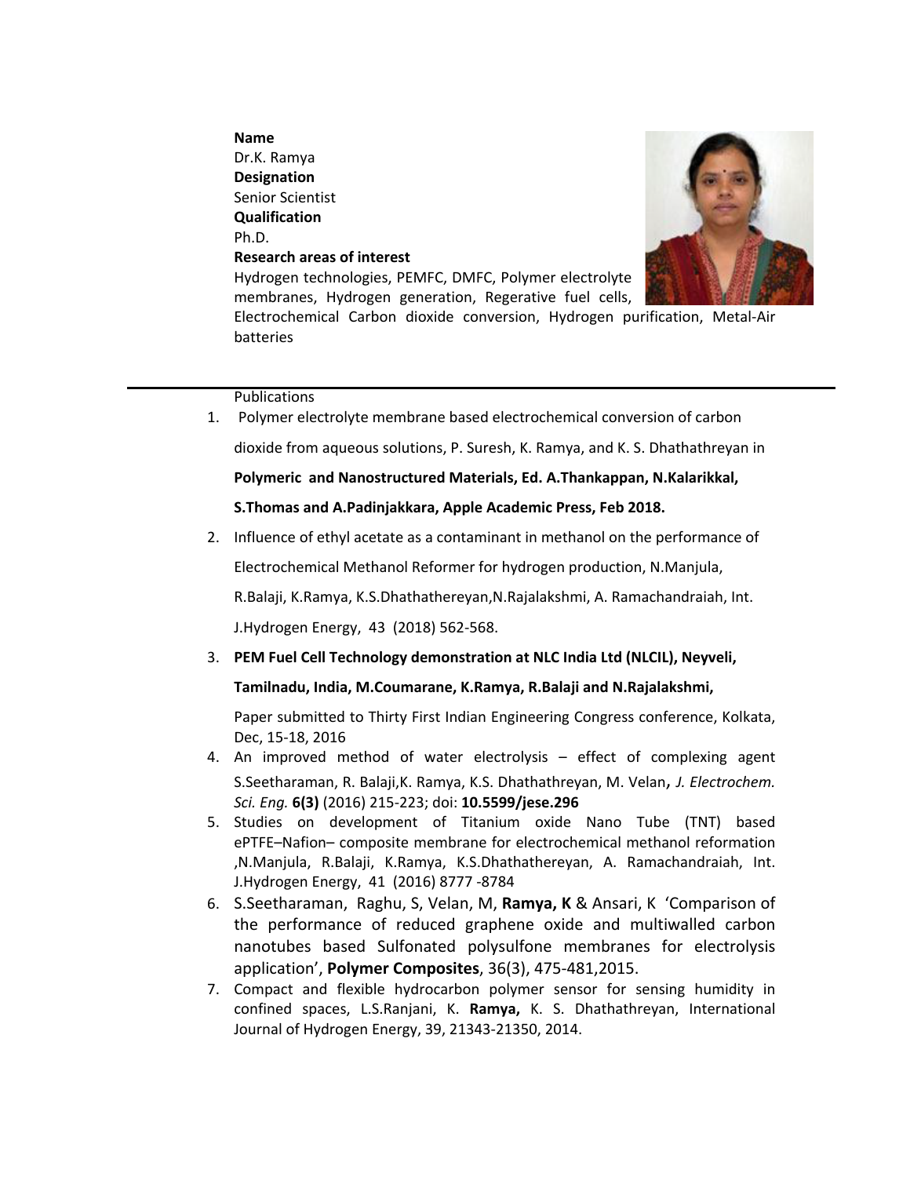**Name**

Dr.K. Ramya

**Designation**

Senior Scientist

**Qualification**

Ph.D.

**Research areas of interest**

Hydrogen technologies, PEMFC, DMFC, Polymer electrolyte membranes, Hydrogen generation, Regerative fuel cells, Electrochemical Carbon dioxide conversion, Hydrogen purification, Metal-Air batteries

---

Publications

1. Polymer electrolyte membrane based electrochemical conversion of carbon dioxide from aqueous solutions, P. Suresh, K. Ramya, and K. S. Dhathathreyan in **Polymeric and Nanostructured Materials, Ed. A.Thankappan, N.Kalarikkal, S.Thomas and A.Padinjakkara, Apple Academic Press, Feb 2018.**
2. Influence of ethyl acetate as a contaminant in methanol on the performance of Electrochemical Methanol Reformer for hydrogen production, N.Manjula, R.Balaji, K.Ramya, K.S.Dhathathereyan,N.Rajalakshmi, A. Ramachandraiah, Int. J.Hydrogen Energy, 43 (2018) 562-568.
3. **PEM Fuel Cell Technology demonstration at NLC India Ltd (NLCIL), Neyveli, Tamilnadu, India, M.Coumarane, K.Ramya, R.Balaji and N.Rajalakshmi,** Paper submitted to Thirty First Indian Engineering Congress conference, Kolkata, Dec, 15-18, 2016
4. An improved method of water electrolysis – effect of complexing agent S.Seetharaman, R. Balaji,K. Ramya, K.S. Dhathathreyan, M. Velan**,** *J. Electrochem. Sci. Eng.* **6(3)** (2016) 215-223; doi: **10.5599/jese.296**
5. Studies on development of Titanium oxide Nano Tube (TNT) based ePTFE–Nafion– composite membrane for electrochemical methanol reformation ,N.Manjula, R.Balaji, K.Ramya, K.S.Dhathathereyan, A. Ramachandraiah, Int. J.Hydrogen Energy, 41 (2016) 8777 -8784
6. S.Seetharaman, Raghu, S, Velan, M, **Ramya, K** & Ansari, K 'Comparison of the performance of reduced graphene oxide and multiwalled carbon nanotubes based Sulfonated polysulfone membranes for electrolysis application', **Polymer Composites**, 36(3), 475-481,2015.
7. Compact and flexible hydrocarbon polymer sensor for sensing humidity in confined spaces, L.S.Ranjani, K. **Ramya,** K. S. Dhathathreyan, International Journal of Hydrogen Energy, 39, 21343-21350, 2014.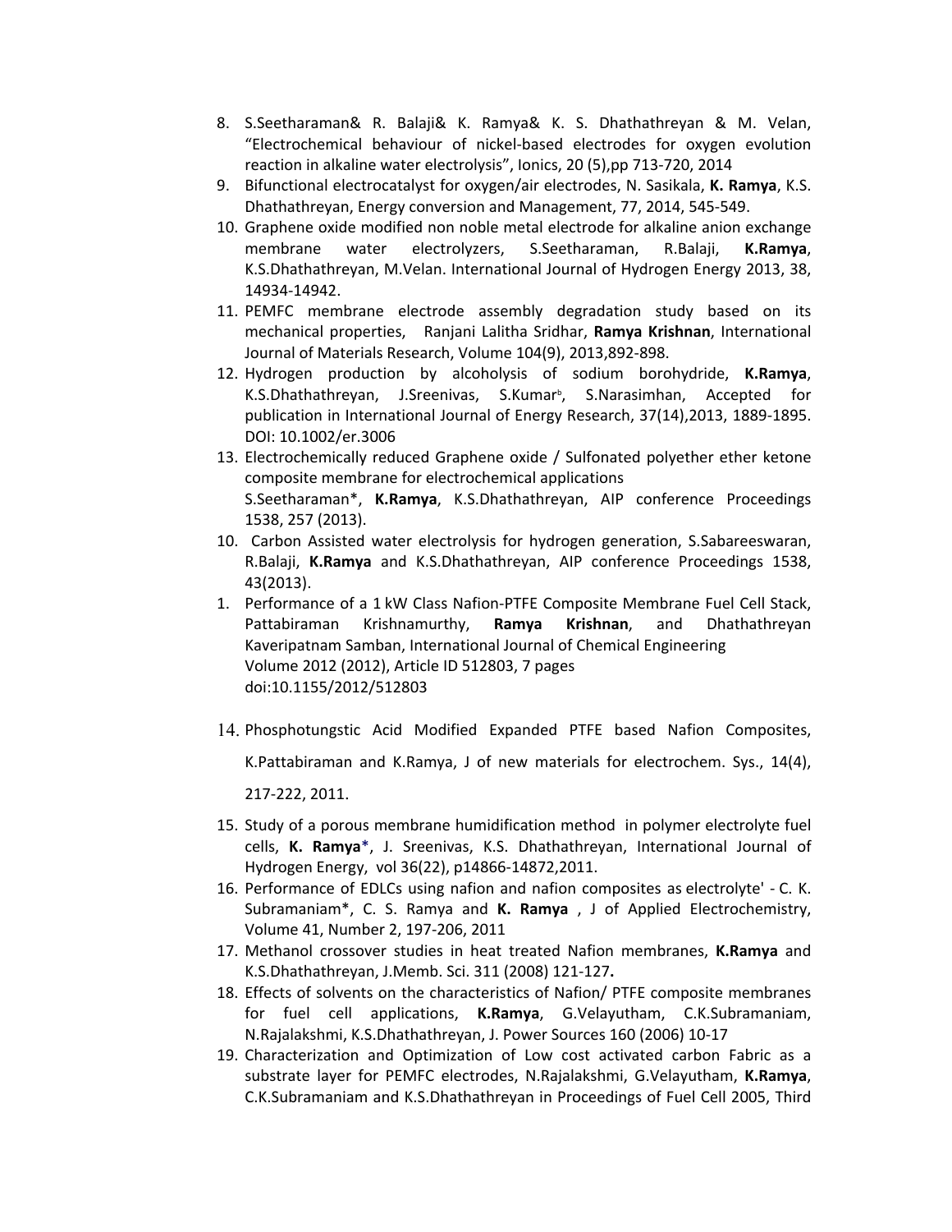8. S.Seetharaman& R. Balaji& K. Ramya& K. S. Dhathathreyan & M. Velan, "Electrochemical behaviour of nickel-based electrodes for oxygen evolution reaction in alkaline water electrolysis", Ionics, 20 (5),pp 713-720, 2014
9. Bifunctional electrocatalyst for oxygen/air electrodes, N. Sasikala, **K. Ramya**, K.S. Dhathathreyan, Energy conversion and Management, 77, 2014, 545-549.
10. Graphene oxide modified non noble metal electrode for alkaline anion exchange membrane water electrolyzers, S.Seetharaman, R.Balaji, **K.Ramya**, K.S.Dhathathreyan, M.Velan. International Journal of Hydrogen Energy 2013, 38, 14934-14942.
11. PEMFC membrane electrode assembly degradation study based on its mechanical properties, Ranjani Lalitha Sridhar, **Ramya Krishnan**, International Journal of Materials Research, Volume 104(9), 2013,892-898.
12. Hydrogen production by alcoholysis of sodium borohydride, **K.Ramya**, K.S.Dhathathreyan, J.Sreenivas, S.Kumar[b], S.Narasimhan, Accepted for publication in International Journal of Energy Research, 37(14),2013, 1889-1895. DOI: 10.1002/er.3006
13. Electrochemically reduced Graphene oxide / Sulfonated polyether ether ketone composite membrane for electrochemical applications
    S.Seetharaman*, **K.Ramya**, K.S.Dhathathreyan, AIP conference Proceedings 1538, 257 (2013).

10. Carbon Assisted water electrolysis for hydrogen generation, S.Sabareeswaran, R.Balaji, **K.Ramya** and K.S.Dhathathreyan, AIP conference Proceedings 1538, 43(2013).

1. Performance of a 1 kW Class Nafion-PTFE Composite Membrane Fuel Cell Stack, Pattabiraman Krishnamurthy, **Ramya Krishnan**, and Dhathathreyan Kaveripatnam Samban, International Journal of Chemical Engineering
   Volume 2012 (2012), Article ID 512803, 7 pages
   doi:10.1155/2012/512803

14. Phosphotungstic Acid Modified Expanded PTFE based Nafion Composites, K.Pattabiraman and K.Ramya, J of new materials for electrochem. Sys., 14(4), 217-222, 2011.
15. Study of a porous membrane humidification method in polymer electrolyte fuel cells, **K. Ramya***, J. Sreenivas, K.S. Dhathathreyan, International Journal of Hydrogen Energy, vol 36(22), p14866-14872,2011.
16. Performance of EDLCs using nafion and nafion composites as electrolyte' - C. K. Subramaniam*, C. S. Ramya and **K. Ramya** , J of Applied Electrochemistry, Volume 41, Number 2, 197-206, 2011
17. Methanol crossover studies in heat treated Nafion membranes, **K.Ramya** and K.S.Dhathathreyan, J.Memb. Sci. 311 (2008) 121-127**.**
18. Effects of solvents on the characteristics of Nafion/ PTFE composite membranes for fuel cell applications, **K.Ramya**, G.Velayutham, C.K.Subramaniam, N.Rajalakshmi, K.S.Dhathathreyan, J. Power Sources 160 (2006) 10-17
19. Characterization and Optimization of Low cost activated carbon Fabric as a substrate layer for PEMFC electrodes, N.Rajalakshmi, G.Velayutham, **K.Ramya**, C.K.Subramaniam and K.S.Dhathathreyan in Proceedings of Fuel Cell 2005, Third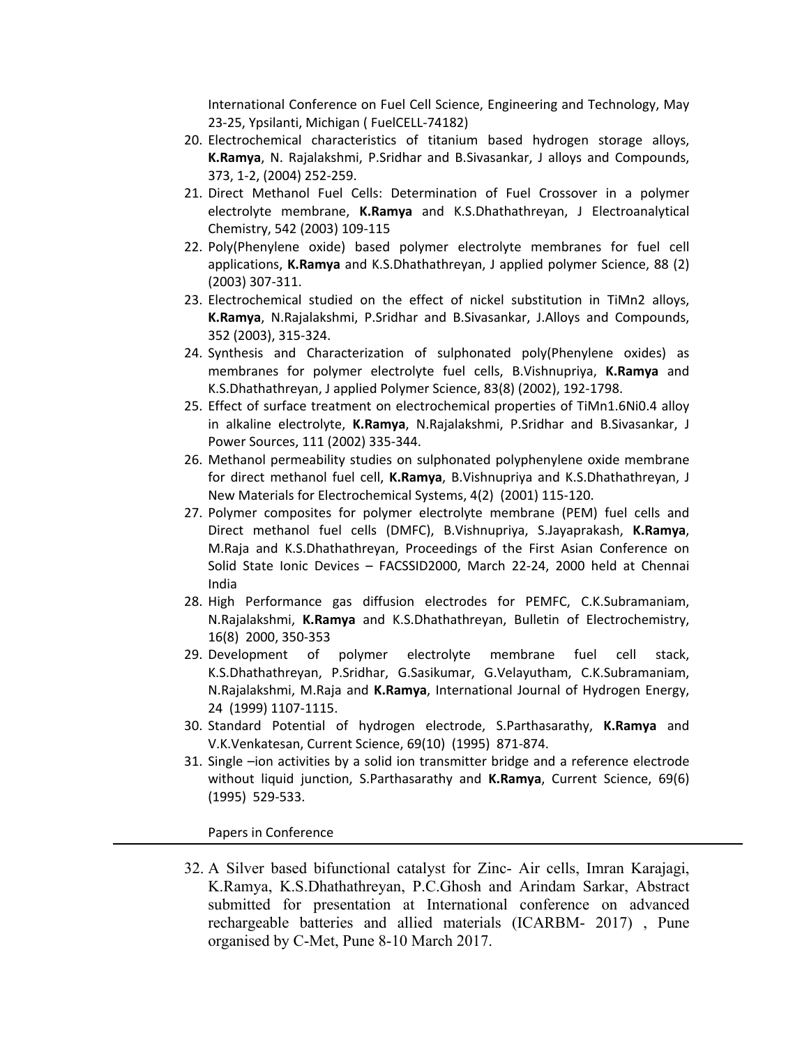International Conference on Fuel Cell Science, Engineering and Technology, May 23-25, Ypsilanti, Michigan ( FuelCELL-74182)

20. Electrochemical characteristics of titanium based hydrogen storage alloys, **K.Ramya**, N. Rajalakshmi, P.Sridhar and B.Sivasankar, J alloys and Compounds, 373, 1-2, (2004) 252-259.
21. Direct Methanol Fuel Cells: Determination of Fuel Crossover in a polymer electrolyte membrane, **K.Ramya** and K.S.Dhathathreyan, J Electroanalytical Chemistry, 542 (2003) 109-115
22. Poly(Phenylene oxide) based polymer electrolyte membranes for fuel cell applications, **K.Ramya** and K.S.Dhathathreyan, J applied polymer Science, 88 (2) (2003) 307-311.
23. Electrochemical studied on the effect of nickel substitution in $TiMn_2$ alloys, **K.Ramya**, N.Rajalakshmi, P.Sridhar and B.Sivasankar, J.Alloys and Compounds, 352 (2003), 315-324.
24. Synthesis and Characterization of sulphonated poly(Phenylene oxides) as membranes for polymer electrolyte fuel cells, B.Vishnupriya, **K.Ramya** and K.S.Dhathathreyan, J applied Polymer Science, 83(8) (2002), 192-1798.
25. Effect of surface treatment on electrochemical properties of $TiMn_{1.6}Ni_{0.4}$ alloy in alkaline electrolyte, **K.Ramya**, N.Rajalakshmi, P.Sridhar and B.Sivasankar, J Power Sources, 111 (2002) 335-344.
26. Methanol permeability studies on sulphonated polyphenylene oxide membrane for direct methanol fuel cell, **K.Ramya**, B.Vishnupriya and K.S.Dhathathreyan, J New Materials for Electrochemical Systems, 4(2) (2001) 115-120.
27. Polymer composites for polymer electrolyte membrane (PEM) fuel cells and Direct methanol fuel cells (DMFC), B.Vishnupriya, S.Jayaprakash, **K.Ramya**, M.Raja and K.S.Dhathathreyan, Proceedings of the First Asian Conference on Solid State Ionic Devices – FACSSID2000, March 22-24, 2000 held at Chennai India
28. High Performance gas diffusion electrodes for PEMFC, C.K.Subramaniam, N.Rajalakshmi, **K.Ramya** and K.S.Dhathathreyan, Bulletin of Electrochemistry, 16(8) 2000, 350-353
29. Development of polymer electrolyte membrane fuel cell stack, K.S.Dhathathreyan, P.Sridhar, G.Sasikumar, G.Velayutham, C.K.Subramaniam, N.Rajalakshmi, M.Raja and **K.Ramya**, International Journal of Hydrogen Energy, 24 (1999) 1107-1115.
30. Standard Potential of hydrogen electrode, S.Parthasarathy, **K.Ramya** and V.K.Venkatesan, Current Science, 69(10) (1995) 871-874.
31. Single –ion activities by a solid ion transmitter bridge and a reference electrode without liquid junction, S.Parthasarathy and **K.Ramya**, Current Science, 69(6) (1995) 529-533.

Papers in Conference

---

32. A Silver based bifunctional catalyst for Zinc- Air cells, Imran Karajagi, K.Ramya, K.S.Dhathathreyan, P.C.Ghosh and Arindam Sarkar, Abstract submitted for presentation at International conference on advanced rechargeable batteries and allied materials (ICARBM- 2017) , Pune organised by C-Met, Pune 8-10 March 2017.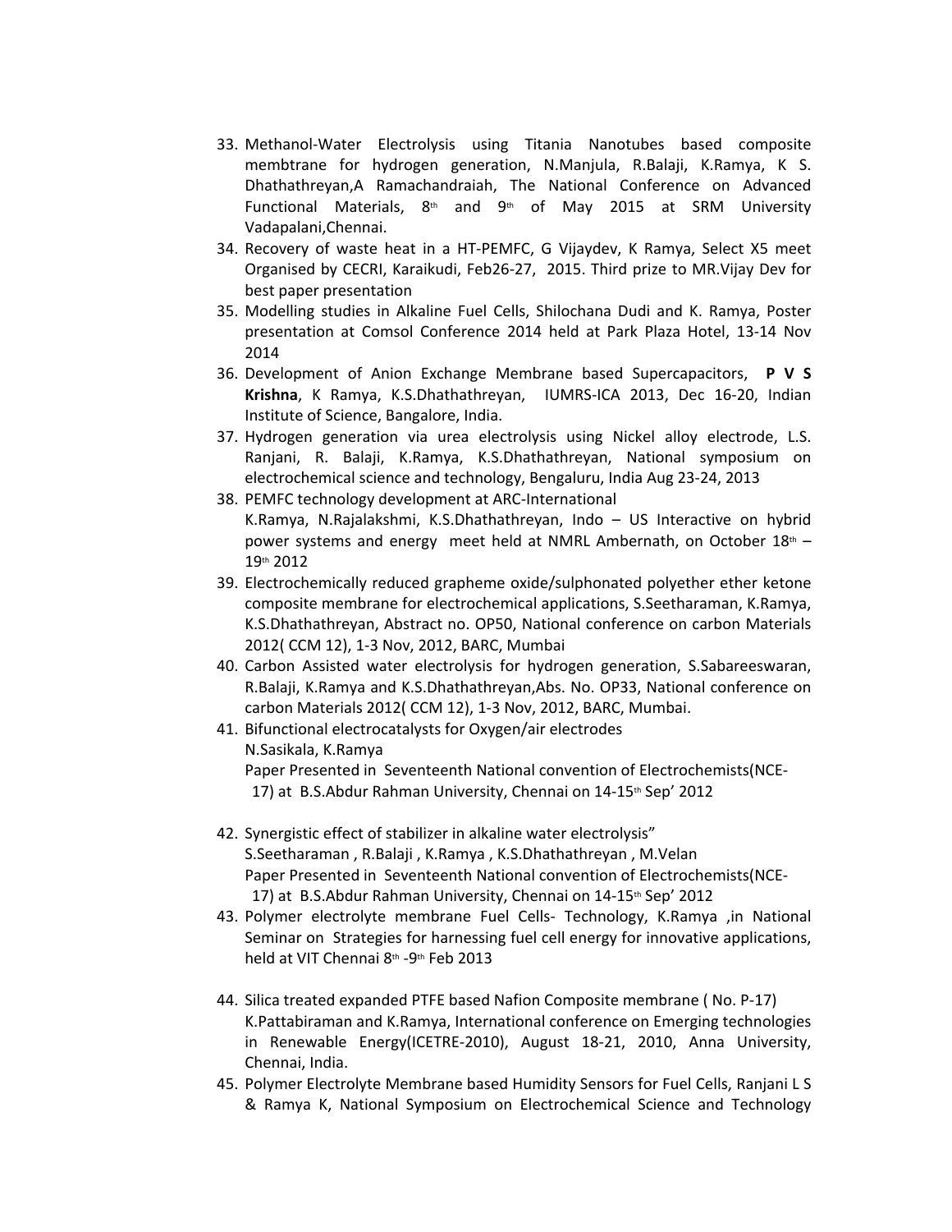33. Methanol-Water Electrolysis using Titania Nanotubes based composite membrane for hydrogen generation, N.Manjula, R.Balaji, K.Ramya, K S. Dhathathreyan,A Ramachandraiah, The National Conference on Advanced Functional Materials, 8th and 9th of May 2015 at SRM University Vadapalani,Chennai.
34. Recovery of waste heat in a HT-PEMFC, G Vijaydev, K Ramya, Select X5 meet Organised by CECRI, Karaikudi, Feb26-27, 2015. Third prize to MR.Vijay Dev for best paper presentation
35. Modelling studies in Alkaline Fuel Cells, Shilochana Dudi and K. Ramya, Poster presentation at Comsol Conference 2014 held at Park Plaza Hotel, 13-14 Nov 2014
36. Development of Anion Exchange Membrane based Supercapacitors, **P V S Krishna**, K Ramya, K.S.Dhathathreyan, IUMRS-ICA 2013, Dec 16-20, Indian Institute of Science, Bangalore, India.
37. Hydrogen generation via urea electrolysis using Nickel alloy electrode, L.S. Ranjani, R. Balaji, K.Ramya, K.S.Dhathathreyan, National symposium on electrochemical science and technology, Bengaluru, India Aug 23-24, 2013
38. PEMFC technology development at ARC-International
    K.Ramya, N.Rajalakshmi, K.S.Dhathathreyan, Indo – US Interactive on hybrid power systems and energy meet held at NMRL Ambernath, on October 18th – 19th 2012
39. Electrochemically reduced grapheme oxide/sulphonated polyether ether ketone composite membrane for electrochemical applications, S.Seetharaman, K.Ramya, K.S.Dhathathreyan, Abstract no. OP50, National conference on carbon Materials 2012( CCM 12), 1-3 Nov, 2012, BARC, Mumbai
40. Carbon Assisted water electrolysis for hydrogen generation, S.Sabareeswaran, R.Balaji, K.Ramya and K.S.Dhathathreyan,Abs. No. OP33, National conference on carbon Materials 2012( CCM 12), 1-3 Nov, 2012, BARC, Mumbai.
41. Bifunctional electrocatalysts for Oxygen/air electrodes
    N.Sasikala, K.Ramya
    Paper Presented in Seventeenth National convention of Electrochemists(NCE-17) at B.S.Abdur Rahman University, Chennai on 14-15th Sep' 2012
42. Synergistic effect of stabilizer in alkaline water electrolysis"
    S.Seetharaman , R.Balaji , K.Ramya , K.S.Dhathathreyan , M.Velan
    Paper Presented in Seventeenth National convention of Electrochemists(NCE-17) at B.S.Abdur Rahman University, Chennai on 14-15th Sep' 2012
43. Polymer electrolyte membrane Fuel Cells- Technology, K.Ramya ,in National Seminar on Strategies for harnessing fuel cell energy for innovative applications, held at VIT Chennai 8th -9th Feb 2013
44. Silica treated expanded PTFE based Nafion Composite membrane ( No. P-17)
    K.Pattabiraman and K.Ramya, International conference on Emerging technologies in Renewable Energy(ICETRE-2010), August 18-21, 2010, Anna University, Chennai, India.
45. Polymer Electrolyte Membrane based Humidity Sensors for Fuel Cells, Ranjani L S & Ramya K, National Symposium on Electrochemical Science and Technology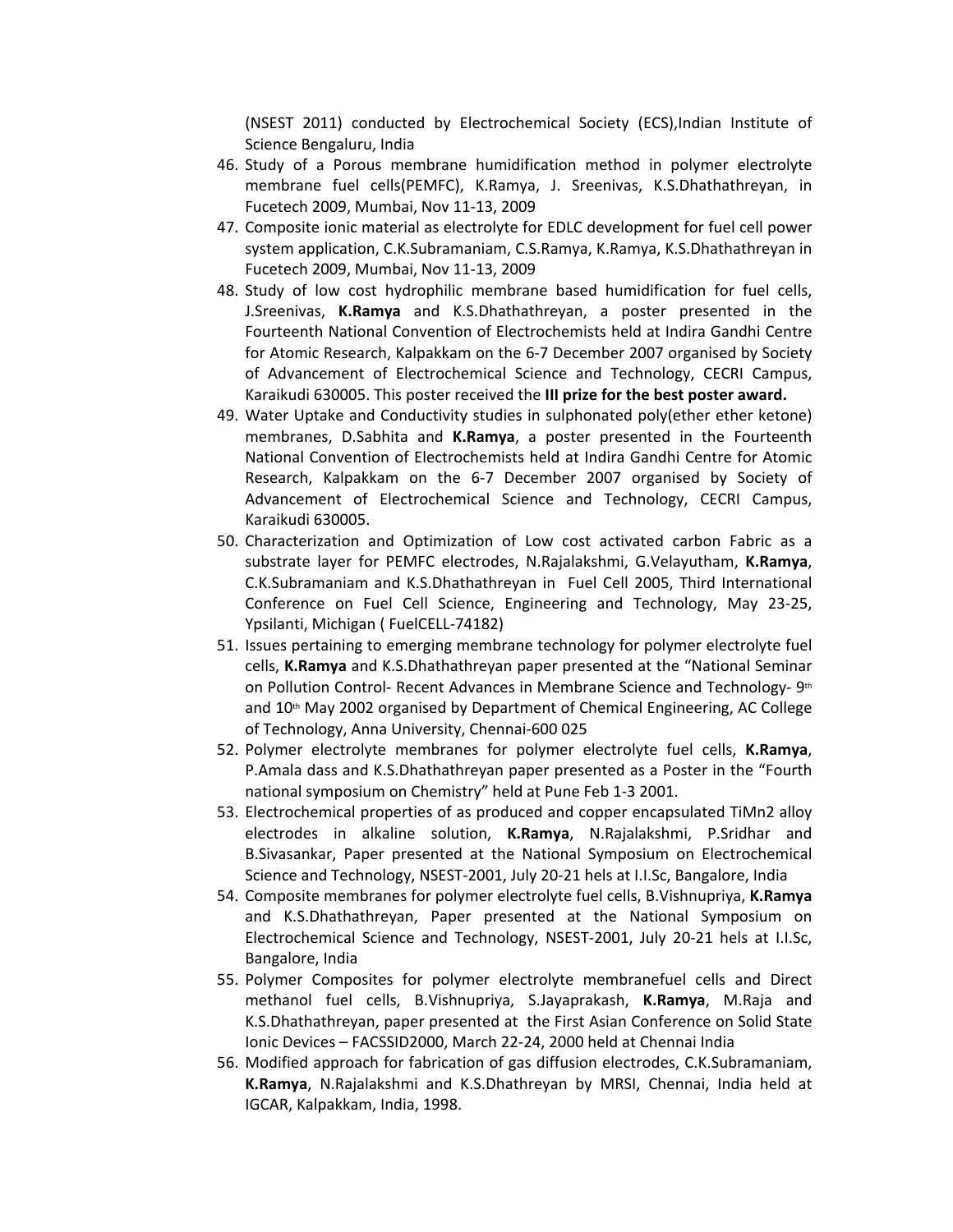(NSEST 2011) conducted by Electrochemical Society (ECS),Indian Institute of Science Bengaluru, India

46. Study of a Porous membrane humidification method in polymer electrolyte membrane fuel cells(PEMFC), K.Ramya, J. Sreenivas, K.S.Dhathathreyan, in Fucetech 2009, Mumbai, Nov 11-13, 2009
47. Composite ionic material as electrolyte for EDLC development for fuel cell power system application, C.K.Subramaniam, C.S.Ramya, K.Ramya, K.S.Dhathathreyan in Fucetech 2009, Mumbai, Nov 11-13, 2009
48. Study of low cost hydrophilic membrane based humidification for fuel cells, J.Sreenivas, **K.Ramya** and K.S.Dhathathreyan, a poster presented in the Fourteenth National Convention of Electrochemists held at Indira Gandhi Centre for Atomic Research, Kalpakkam on the 6-7 December 2007 organised by Society of Advancement of Electrochemical Science and Technology, CECRI Campus, Karaikudi 630005. This poster received the **III prize for the best poster award.**
49. Water Uptake and Conductivity studies in sulphonated poly(ether ether ketone) membranes, D.Sabhita and **K.Ramya**, a poster presented in the Fourteenth National Convention of Electrochemists held at Indira Gandhi Centre for Atomic Research, Kalpakkam on the 6-7 December 2007 organised by Society of Advancement of Electrochemical Science and Technology, CECRI Campus, Karaikudi 630005.
50. Characterization and Optimization of Low cost activated carbon Fabric as a substrate layer for PEMFC electrodes, N.Rajalakshmi, G.Velayutham, **K.Ramya**, C.K.Subramaniam and K.S.Dhathathreyan in Fuel Cell 2005, Third International Conference on Fuel Cell Science, Engineering and Technology, May 23-25, Ypsilanti, Michigan ( FuelCELL-74182)
51. Issues pertaining to emerging membrane technology for polymer electrolyte fuel cells, **K.Ramya** and K.S.Dhathathreyan paper presented at the "National Seminar on Pollution Control- Recent Advances in Membrane Science and Technology- 9th and 10th May 2002 organised by Department of Chemical Engineering, AC College of Technology, Anna University, Chennai-600 025
52. Polymer electrolyte membranes for polymer electrolyte fuel cells, **K.Ramya**, P.Amala dass and K.S.Dhathathreyan paper presented as a Poster in the "Fourth national symposium on Chemistry" held at Pune Feb 1-3 2001.
53. Electrochemical properties of as produced and copper encapsulated $TiMn_2$ alloy electrodes in alkaline solution, **K.Ramya**, N.Rajalakshmi, P.Sridhar and B.Sivasankar, Paper presented at the National Symposium on Electrochemical Science and Technology, NSEST-2001, July 20-21 hels at I.I.Sc, Bangalore, India
54. Composite membranes for polymer electrolyte fuel cells, B.Vishnupriya, **K.Ramya** and K.S.Dhathathreyan, Paper presented at the National Symposium on Electrochemical Science and Technology, NSEST-2001, July 20-21 hels at I.I.Sc, Bangalore, India
55. Polymer Composites for polymer electrolyte membranefuel cells and Direct methanol fuel cells, B.Vishnupriya, S.Jayaprakash, **K.Ramya**, M.Raja and K.S.Dhathathreyan, paper presented at the First Asian Conference on Solid State Ionic Devices – FACSSID2000, March 22-24, 2000 held at Chennai India
56. Modified approach for fabrication of gas diffusion electrodes, C.K.Subramaniam, **K.Ramya**, N.Rajalakshmi and K.S.Dhathreyan by MRSI, Chennai, India held at IGCAR, Kalpakkam, India, 1998.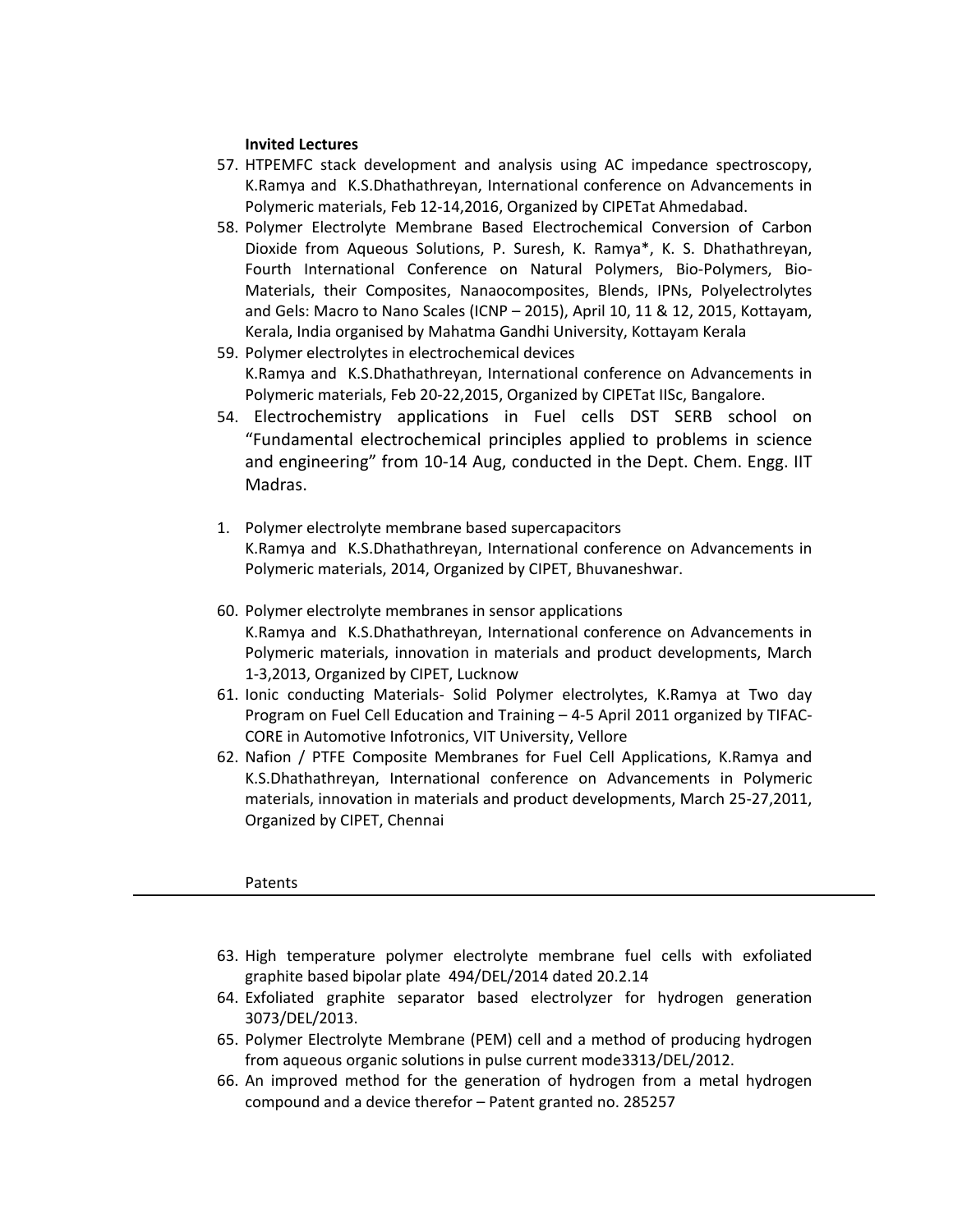**Invited Lectures**

57. HTPEMFC stack development and analysis using AC impedance spectroscopy, K.Ramya and K.S.Dhathathreyan, International conference on Advancements in Polymeric materials, Feb 12-14,2016, Organized by CIPETat Ahmedabad.
58. Polymer Electrolyte Membrane Based Electrochemical Conversion of Carbon Dioxide from Aqueous Solutions, P. Suresh, K. Ramya*, K. S. Dhathathreyan, Fourth International Conference on Natural Polymers, Bio-Polymers, Bio-Materials, their Composites, Nanaocomposites, Blends, IPNs, Polyelectrolytes and Gels: Macro to Nano Scales (ICNP – 2015), April 10, 11 & 12, 2015, Kottayam, Kerala, India organised by Mahatma Gandhi University, Kottayam Kerala
59. Polymer electrolytes in electrochemical devices  
K.Ramya and K.S.Dhathathreyan, International conference on Advancements in Polymeric materials, Feb 20-22,2015, Organized by CIPETat IISc, Bangalore.

54. Electrochemistry applications in Fuel cells DST SERB school on "Fundamental electrochemical principles applied to problems in science and engineering" from 10-14 Aug, conducted in the Dept. Chem. Engg. IIT Madras.

1. Polymer electrolyte membrane based supercapacitors  
K.Ramya and K.S.Dhathathreyan, International conference on Advancements in Polymeric materials, 2014, Organized by CIPET, Bhuvaneshwar.

60. Polymer electrolyte membranes in sensor applications  
K.Ramya and K.S.Dhathathreyan, International conference on Advancements in Polymeric materials, innovation in materials and product developments, March 1-3,2013, Organized by CIPET, Lucknow
61. Ionic conducting Materials- Solid Polymer electrolytes, K.Ramya at Two day Program on Fuel Cell Education and Training – 4-5 April 2011 organized by TIFAC-CORE in Automotive Infotronics, VIT University, Vellore
62. Nafion / PTFE Composite Membranes for Fuel Cell Applications, K.Ramya and K.S.Dhathathreyan, International conference on Advancements in Polymeric materials, innovation in materials and product developments, March 25-27,2011, Organized by CIPET, Chennai

Patents

---

63. High temperature polymer electrolyte membrane fuel cells with exfoliated graphite based bipolar plate 494/DEL/2014 dated 20.2.14
64. Exfoliated graphite separator based electrolyzer for hydrogen generation 3073/DEL/2013.
65. Polymer Electrolyte Membrane (PEM) cell and a method of producing hydrogen from aqueous organic solutions in pulse current mode3313/DEL/2012.
66. An improved method for the generation of hydrogen from a metal hydrogen compound and a device therefor – Patent granted no. 285257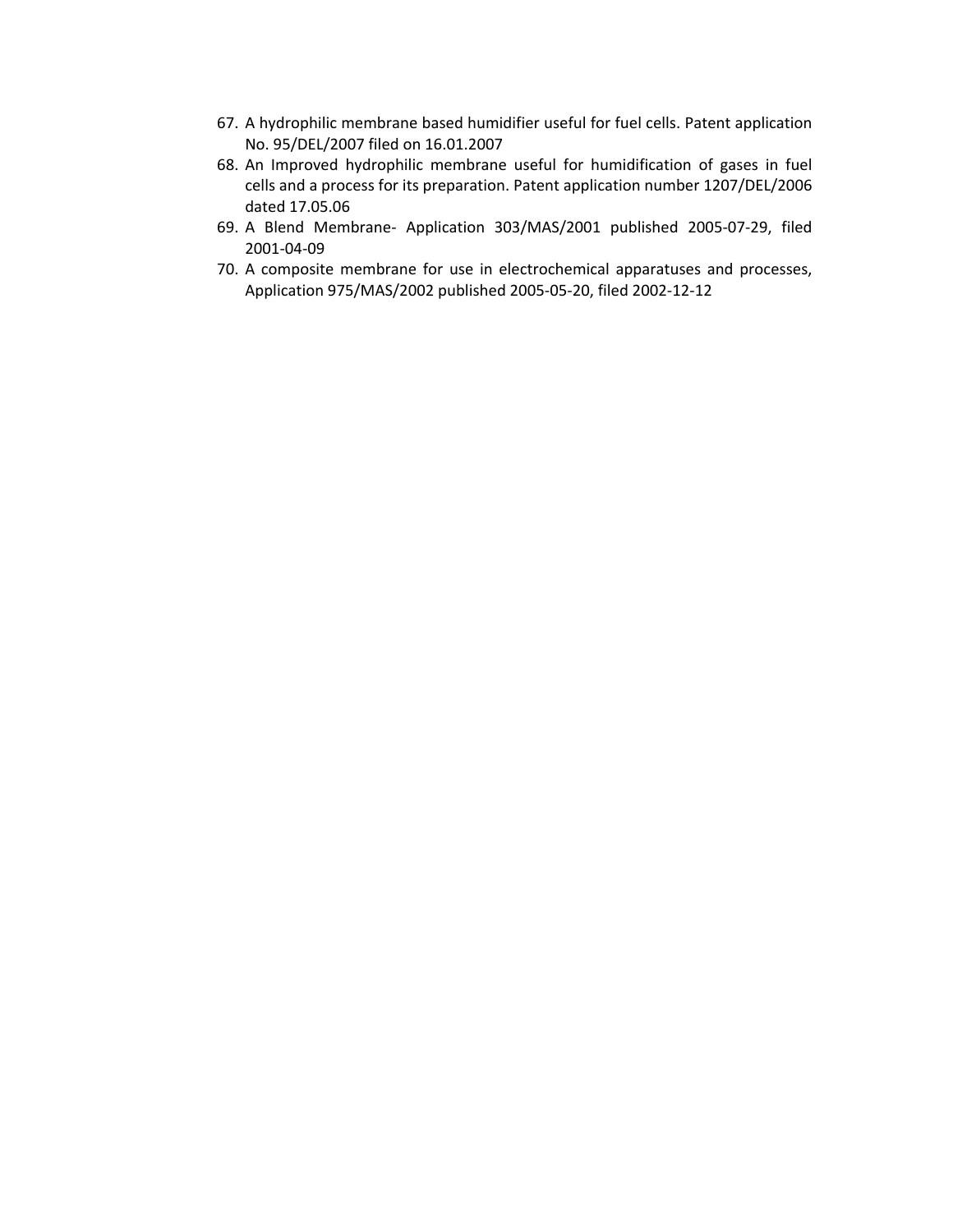67. A hydrophilic membrane based humidifier useful for fuel cells. Patent application No. 95/DEL/2007 filed on 16.01.2007
68. An Improved hydrophilic membrane useful for humidification of gases in fuel cells and a process for its preparation. Patent application number 1207/DEL/2006 dated 17.05.06
69. A Blend Membrane- Application 303/MAS/2001 published 2005-07-29, filed 2001-04-09
70. A composite membrane for use in electrochemical apparatuses and processes, Application 975/MAS/2002 published 2005-05-20, filed 2002-12-12